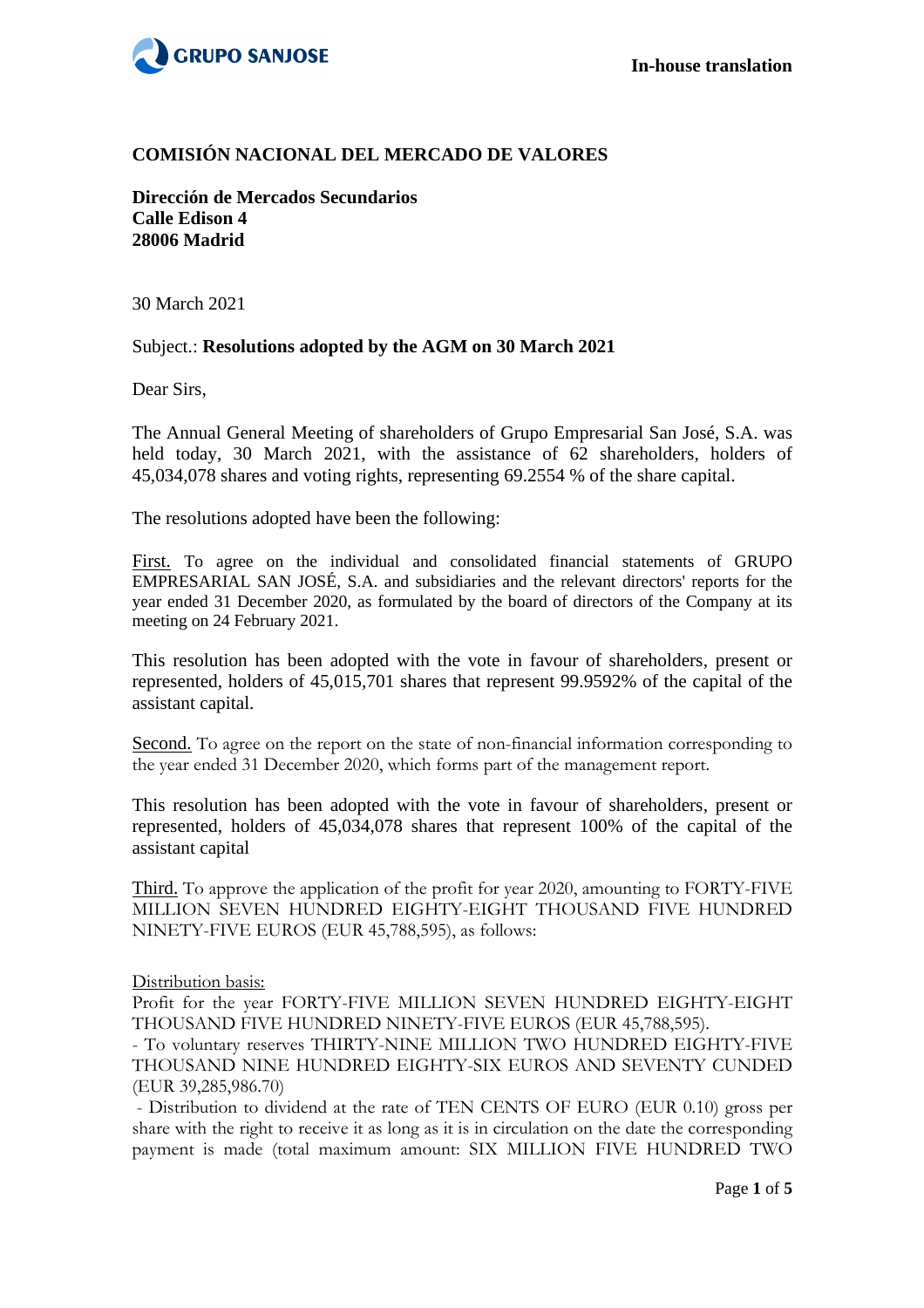**In-house translation**

**COMISIÓN NACIONAL DEL MERCADO DE VALORES**

**Dirección de Mercados Secundarios**
**Calle Edison 4**
**28006 Madrid**

30 March 2021

Subject.: **Resolutions adopted by the AGM on 30 March 2021**

Dear Sirs,

The Annual General Meeting of shareholders of Grupo Empresarial San José, S.A. was held today, 30 March 2021, with the assistance of 62 shareholders, holders of 45,034,078 shares and voting rights, representing 69.2554 % of the share capital.

The resolutions adopted have been the following:

First. To agree on the individual and consolidated financial statements of GRUPO EMPRESARIAL SAN JOSÉ, S.A. and subsidiaries and the relevant directors' reports for the year ended 31 December 2020, as formulated by the board of directors of the Company at its meeting on 24 February 2021.

This resolution has been adopted with the vote in favour of shareholders, present or represented, holders of 45,015,701 shares that represent 99.9592% of the capital of the assistant capital.

Second. To agree on the report on the state of non-financial information corresponding to the year ended 31 December 2020, which forms part of the management report.

This resolution has been adopted with the vote in favour of shareholders, present or represented, holders of 45,034,078 shares that represent 100% of the capital of the assistant capital

Third. To approve the application of the profit for year 2020, amounting to FORTY-FIVE MILLION SEVEN HUNDRED EIGHTY-EIGHT THOUSAND FIVE HUNDRED NINETY-FIVE EUROS (EUR 45,788,595), as follows:

Distribution basis:
Profit for the year FORTY-FIVE MILLION SEVEN HUNDRED EIGHTY-EIGHT THOUSAND FIVE HUNDRED NINETY-FIVE EUROS (EUR 45,788,595).
- To voluntary reserves THIRTY-NINE MILLION TWO HUNDRED EIGHTY-FIVE THOUSAND NINE HUNDRED EIGHTY-SIX EUROS AND SEVENTY CUNDED (EUR 39,285,986.70)
- Distribution to dividend at the rate of TEN CENTS OF EURO (EUR 0.10) gross per share with the right to receive it as long as it is in circulation on the date the corresponding payment is made (total maximum amount: SIX MILLION FIVE HUNDRED TWO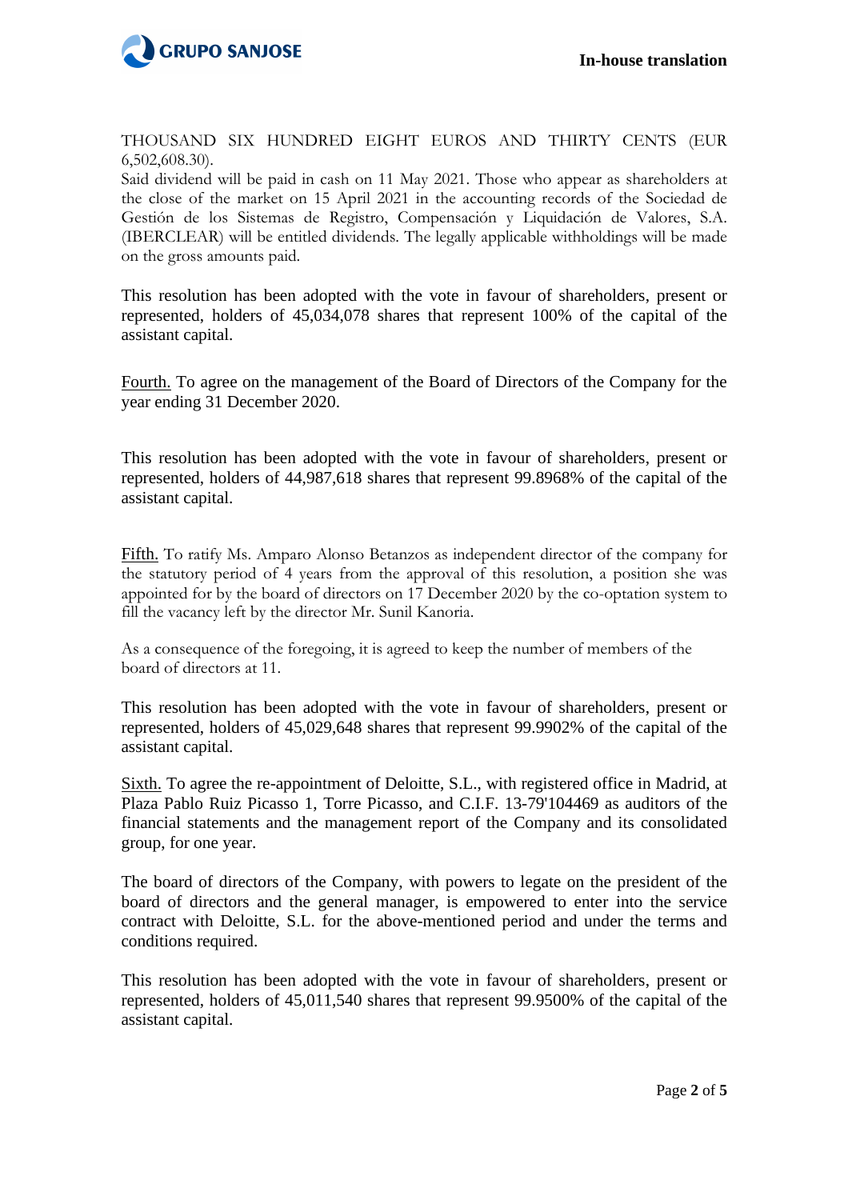THOUSAND SIX HUNDRED EIGHT EUROS AND THIRTY CENTS (EUR 6,502,608.30).

Said dividend will be paid in cash on 11 May 2021. Those who appear as shareholders at the close of the market on 15 April 2021 in the accounting records of the Sociedad de Gestión de los Sistemas de Registro, Compensación y Liquidación de Valores, S.A. (IBERCLEAR) will be entitled dividends. The legally applicable withholdings will be made on the gross amounts paid.

This resolution has been adopted with the vote in favour of shareholders, present or represented, holders of 45,034,078 shares that represent 100% of the capital of the assistant capital.

Fourth. To agree on the management of the Board of Directors of the Company for the year ending 31 December 2020.

This resolution has been adopted with the vote in favour of shareholders, present or represented, holders of 44,987,618 shares that represent 99.8968% of the capital of the assistant capital.

Fifth. To ratify Ms. Amparo Alonso Betanzos as independent director of the company for the statutory period of 4 years from the approval of this resolution, a position she was appointed for by the board of directors on 17 December 2020 by the co-optation system to fill the vacancy left by the director Mr. Sunil Kanoria.

As a consequence of the foregoing, it is agreed to keep the number of members of the board of directors at 11.

This resolution has been adopted with the vote in favour of shareholders, present or represented, holders of 45,029,648 shares that represent 99.9902% of the capital of the assistant capital.

Sixth. To agree the re-appointment of Deloitte, S.L., with registered office in Madrid, at Plaza Pablo Ruiz Picasso 1, Torre Picasso, and C.I.F. 13-79'104469 as auditors of the financial statements and the management report of the Company and its consolidated group, for one year.

The board of directors of the Company, with powers to legate on the president of the board of directors and the general manager, is empowered to enter into the service contract with Deloitte, S.L. for the above-mentioned period and under the terms and conditions required.

This resolution has been adopted with the vote in favour of shareholders, present or represented, holders of 45,011,540 shares that represent 99.9500% of the capital of the assistant capital.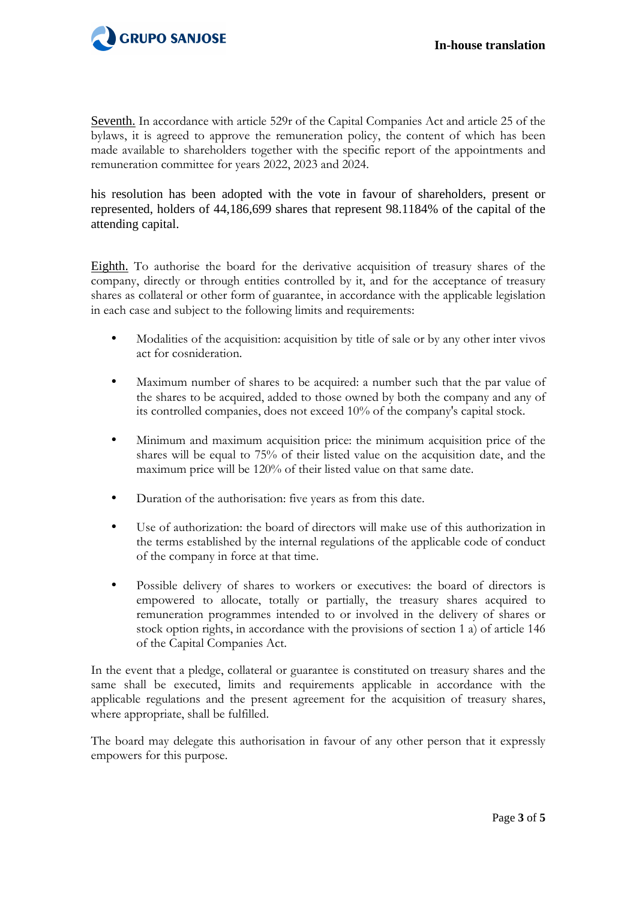<u>Seventh.</u> In accordance with article 529r of the Capital Companies Act and article 25 of the bylaws, it is agreed to approve the remuneration policy, the content of which has been made available to shareholders together with the specific report of the appointments and remuneration committee for years 2022, 2023 and 2024.

his resolution has been adopted with the vote in favour of shareholders, present or represented, holders of 44,186,699 shares that represent 98.1184% of the capital of the attending capital.

<u>Eighth.</u> To authorise the board for the derivative acquisition of treasury shares of the company, directly or through entities controlled by it, and for the acceptance of treasury shares as collateral or other form of guarantee, in accordance with the applicable legislation in each case and subject to the following limits and requirements:

- Modalities of the acquisition: acquisition by title of sale or by any other inter vivos act for cosnideration.
- Maximum number of shares to be acquired: a number such that the par value of the shares to be acquired, added to those owned by both the company and any of its controlled companies, does not exceed 10% of the company's capital stock.
- Minimum and maximum acquisition price: the minimum acquisition price of the shares will be equal to 75% of their listed value on the acquisition date, and the maximum price will be 120% of their listed value on that same date.
- Duration of the authorisation: five years as from this date.
- Use of authorization: the board of directors will make use of this authorization in the terms established by the internal regulations of the applicable code of conduct of the company in force at that time.
- Possible delivery of shares to workers or executives: the board of directors is empowered to allocate, totally or partially, the treasury shares acquired to remuneration programmes intended to or involved in the delivery of shares or stock option rights, in accordance with the provisions of section 1 a) of article 146 of the Capital Companies Act.

In the event that a pledge, collateral or guarantee is constituted on treasury shares and the same shall be executed, limits and requirements applicable in accordance with the applicable regulations and the present agreement for the acquisition of treasury shares, where appropriate, shall be fulfilled.

The board may delegate this authorisation in favour of any other person that it expressly empowers for this purpose.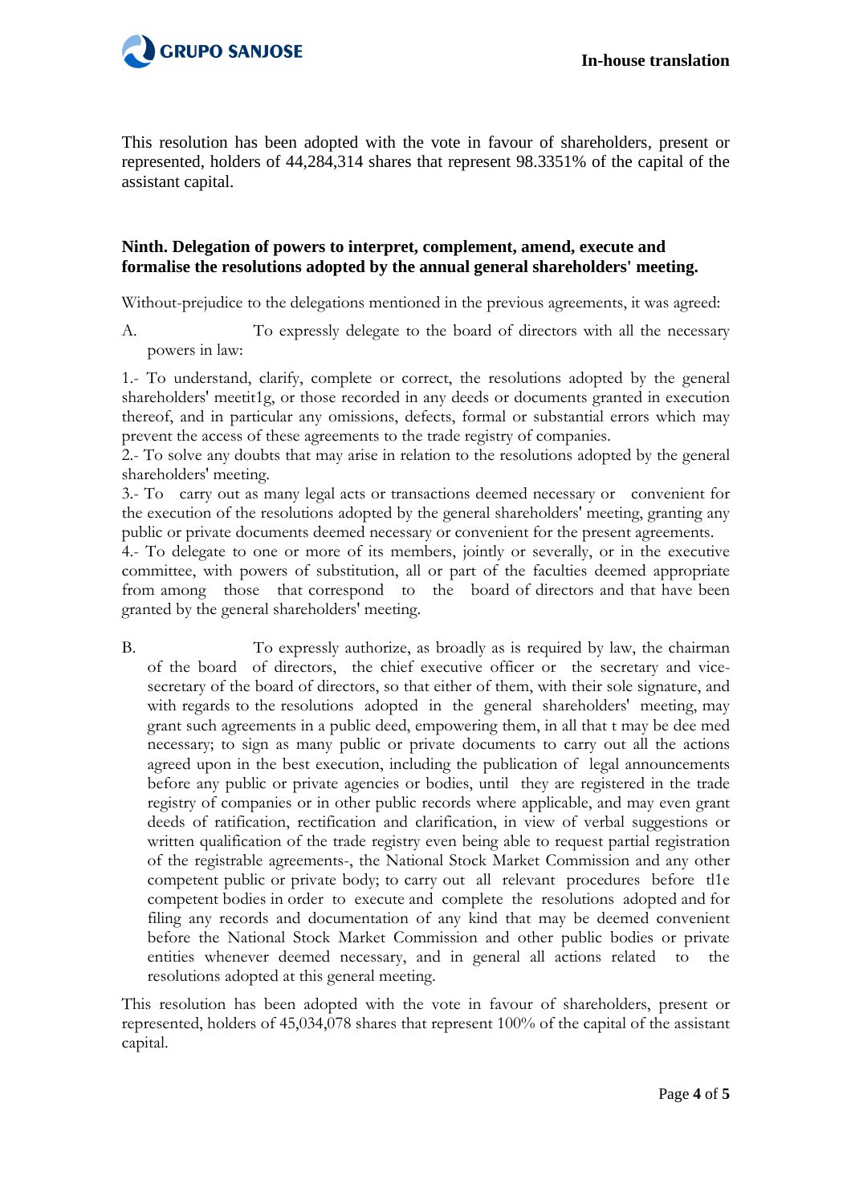This resolution has been adopted with the vote in favour of shareholders, present or represented, holders of 44,284,314 shares that represent 98.3351% of the capital of the assistant capital.

**Ninth. Delegation of powers to interpret, complement, amend, execute and formalise the resolutions adopted by the annual general shareholders' meeting.**

Without-prejudice to the delegations mentioned in the previous agreements, it was agreed:

A. To expressly delegate to the board of directors with all the necessary powers in law:

1.- To understand, clarify, complete or correct, the resolutions adopted by the general shareholders' meetit1g, or those recorded in any deeds or documents granted in execution thereof, and in particular any omissions, defects, formal or substantial errors which may prevent the access of these agreements to the trade registry of companies.
2.- To solve any doubts that may arise in relation to the resolutions adopted by the general shareholders' meeting.
3.- To carry out as many legal acts or transactions deemed necessary or convenient for the execution of the resolutions adopted by the general shareholders' meeting, granting any public or private documents deemed necessary or convenient for the present agreements.
4.- To delegate to one or more of its members, jointly or severally, or in the executive committee, with powers of substitution, all or part of the faculties deemed appropriate from among those that correspond to the board of directors and that have been granted by the general shareholders' meeting.

B. To expressly authorize, as broadly as is required by law, the chairman of the board of directors, the chief executive officer or the secretary and vice-secretary of the board of directors, so that either of them, with their sole signature, and with regards to the resolutions adopted in the general shareholders' meeting, may grant such agreements in a public deed, empowering them, in all that t may be dee med necessary; to sign as many public or private documents to carry out all the actions agreed upon in the best execution, including the publication of legal announcements before any public or private agencies or bodies, until they are registered in the trade registry of companies or in other public records where applicable, and may even grant deeds of ratification, rectification and clarification, in view of verbal suggestions or written qualification of the trade registry even being able to request partial registration of the registrable agreements-, the National Stock Market Commission and any other competent public or private body; to carry out all relevant procedures before tl1e competent bodies in order to execute and complete the resolutions adopted and for filing any records and documentation of any kind that may be deemed convenient before the National Stock Market Commission and other public bodies or private entities whenever deemed necessary, and in general all actions related to the resolutions adopted at this general meeting.

This resolution has been adopted with the vote in favour of shareholders, present or represented, holders of 45,034,078 shares that represent 100% of the capital of the assistant capital.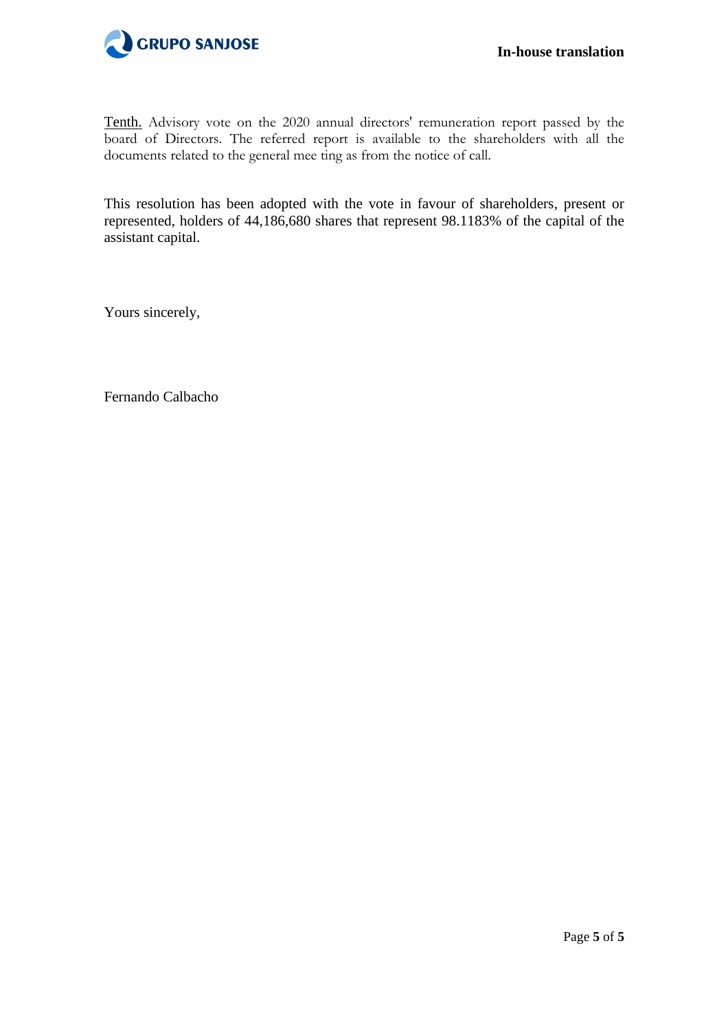Tenth. Advisory vote on the 2020 annual directors' remuneration report passed by the board of Directors. The referred report is available to the shareholders with all the documents related to the general mee ting as from the notice of call.

This resolution has been adopted with the vote in favour of shareholders, present or represented, holders of 44,186,680 shares that represent 98.1183% of the capital of the assistant capital.

Yours sincerely,

Fernando Calbacho